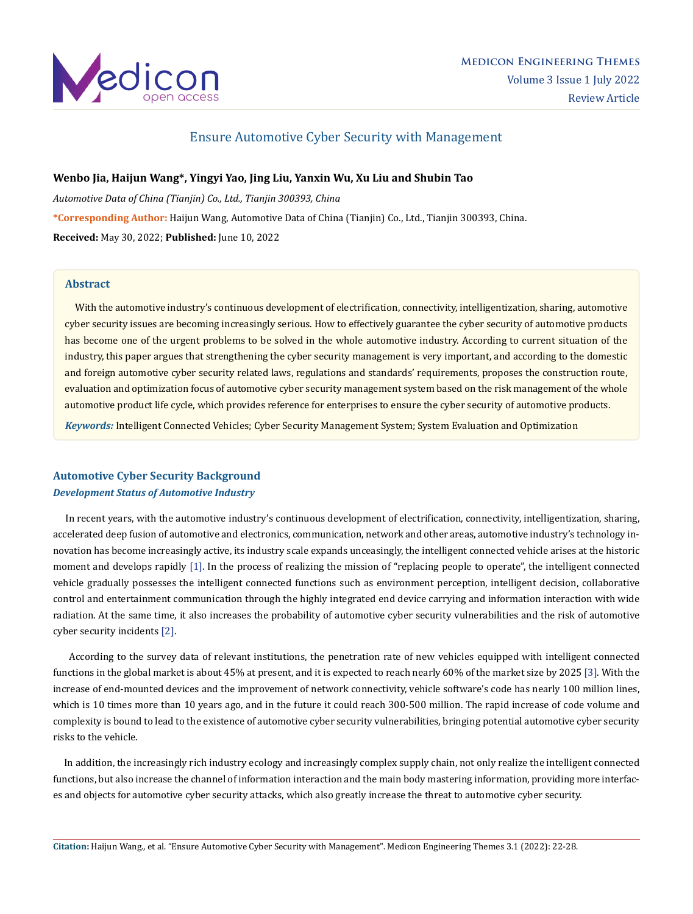# Ensure Automotive Cyber Security with Management

**Wenbo Jia, Haijun Wang*, Yingyi Yao, Jing Liu, Yanxin Wu, Xu Liu and Shubin Tao**

*Automotive Data of China (Tianjin) Co., Ltd., Tianjin 300393, China*

**\*Corresponding Author:** Haijun Wang, Automotive Data of China (Tianjin) Co., Ltd., Tianjin 300393, China.

**Received:** May 30, 2022; **Published:** June 10, 2022

## Abstract

With the automotive industry's continuous development of electrification, connectivity, intelligentization, sharing, automotive cyber security issues are becoming increasingly serious. How to effectively guarantee the cyber security of automotive products has become one of the urgent problems to be solved in the whole automotive industry. According to current situation of the industry, this paper argues that strengthening the cyber security management is very important, and according to the domestic and foreign automotive cyber security related laws, regulations and standards' requirements, proposes the construction route, evaluation and optimization focus of automotive cyber security management system based on the risk management of the whole automotive product life cycle, which provides reference for enterprises to ensure the cyber security of automotive products.

***Keywords:*** Intelligent Connected Vehicles; Cyber Security Management System; System Evaluation and Optimization

## Automotive Cyber Security Background

### *Development Status of Automotive Industry*

In recent years, with the automotive industry's continuous development of electrification, connectivity, intelligentization, sharing, accelerated deep fusion of automotive and electronics, communication, network and other areas, automotive industry's technology innovation has become increasingly active, its industry scale expands unceasingly, the intelligent connected vehicle arises at the historic moment and develops rapidly [1]. In the process of realizing the mission of "replacing people to operate", the intelligent connected vehicle gradually possesses the intelligent connected functions such as environment perception, intelligent decision, collaborative control and entertainment communication through the highly integrated end device carrying and information interaction with wide radiation. At the same time, it also increases the probability of automotive cyber security vulnerabilities and the risk of automotive cyber security incidents [2].

According to the survey data of relevant institutions, the penetration rate of new vehicles equipped with intelligent connected functions in the global market is about 45% at present, and it is expected to reach nearly 60% of the market size by 2025 [3]. With the increase of end-mounted devices and the improvement of network connectivity, vehicle software's code has nearly 100 million lines, which is 10 times more than 10 years ago, and in the future it could reach 300-500 million. The rapid increase of code volume and complexity is bound to lead to the existence of automotive cyber security vulnerabilities, bringing potential automotive cyber security risks to the vehicle.

In addition, the increasingly rich industry ecology and increasingly complex supply chain, not only realize the intelligent connected functions, but also increase the channel of information interaction and the main body mastering information, providing more interfaces and objects for automotive cyber security attacks, which also greatly increase the threat to automotive cyber security.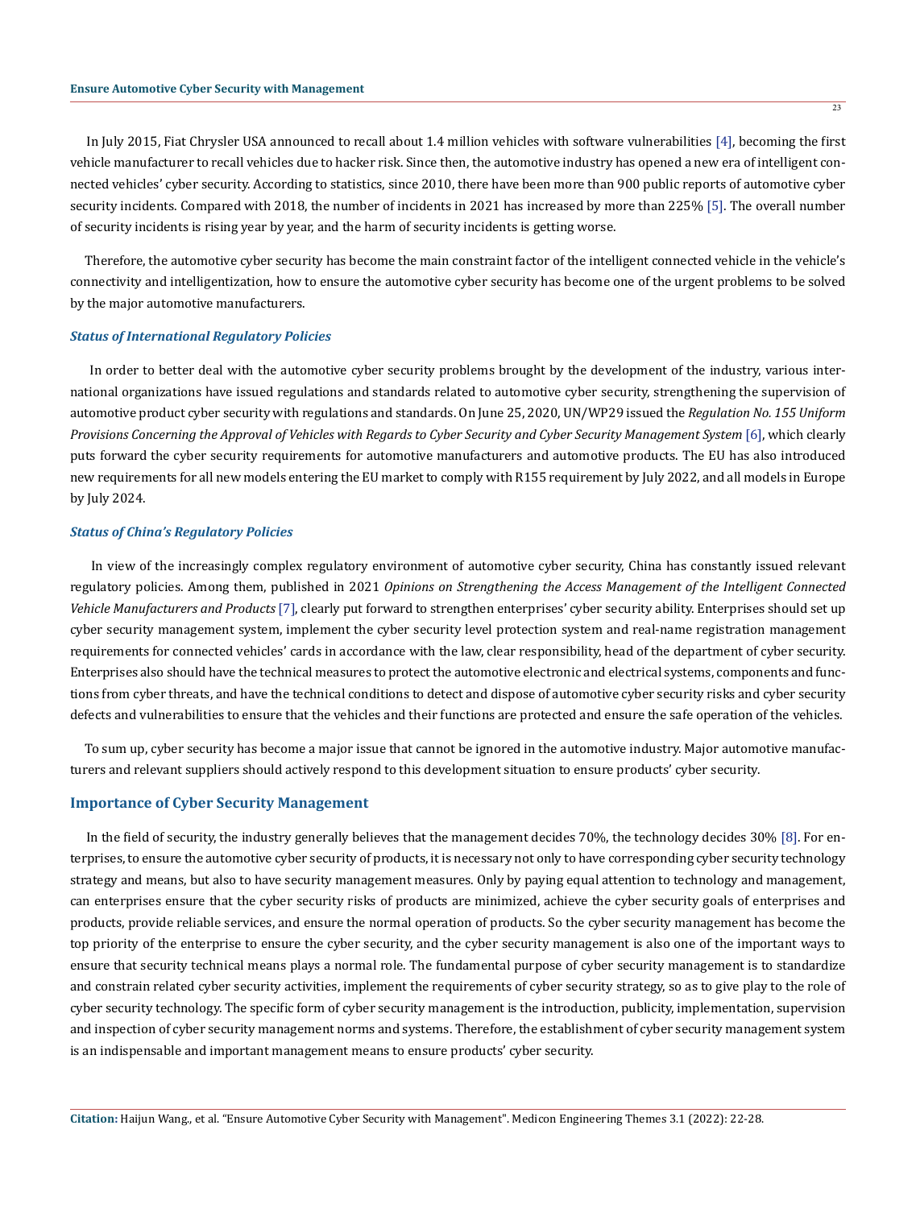In July 2015, Fiat Chrysler USA announced to recall about 1.4 million vehicles with software vulnerabilities [4], becoming the first vehicle manufacturer to recall vehicles due to hacker risk. Since then, the automotive industry has opened a new era of intelligent connected vehicles' cyber security. According to statistics, since 2010, there have been more than 900 public reports of automotive cyber security incidents. Compared with 2018, the number of incidents in 2021 has increased by more than 225% [5]. The overall number of security incidents is rising year by year, and the harm of security incidents is getting worse.

Therefore, the automotive cyber security has become the main constraint factor of the intelligent connected vehicle in the vehicle's connectivity and intelligentization, how to ensure the automotive cyber security has become one of the urgent problems to be solved by the major automotive manufacturers.

### *Status of International Regulatory Policies*

In order to better deal with the automotive cyber security problems brought by the development of the industry, various international organizations have issued regulations and standards related to automotive cyber security, strengthening the supervision of automotive product cyber security with regulations and standards. On June 25, 2020, UN/WP29 issued the *Regulation No. 155 Uniform Provisions Concerning the Approval of Vehicles with Regards to Cyber Security and Cyber Security Management System* [6], which clearly puts forward the cyber security requirements for automotive manufacturers and automotive products. The EU has also introduced new requirements for all new models entering the EU market to comply with R155 requirement by July 2022, and all models in Europe by July 2024.

### *Status of China's Regulatory Policies*

In view of the increasingly complex regulatory environment of automotive cyber security, China has constantly issued relevant regulatory policies. Among them, published in 2021 *Opinions on Strengthening the Access Management of the Intelligent Connected Vehicle Manufacturers and Products* [7], clearly put forward to strengthen enterprises' cyber security ability. Enterprises should set up cyber security management system, implement the cyber security level protection system and real-name registration management requirements for connected vehicles' cards in accordance with the law, clear responsibility, head of the department of cyber security. Enterprises also should have the technical measures to protect the automotive electronic and electrical systems, components and functions from cyber threats, and have the technical conditions to detect and dispose of automotive cyber security risks and cyber security defects and vulnerabilities to ensure that the vehicles and their functions are protected and ensure the safe operation of the vehicles.

To sum up, cyber security has become a major issue that cannot be ignored in the automotive industry. Major automotive manufacturers and relevant suppliers should actively respond to this development situation to ensure products' cyber security.

## Importance of Cyber Security Management

In the field of security, the industry generally believes that the management decides 70%, the technology decides 30% [8]. For enterprises, to ensure the automotive cyber security of products, it is necessary not only to have corresponding cyber security technology strategy and means, but also to have security management measures. Only by paying equal attention to technology and management, can enterprises ensure that the cyber security risks of products are minimized, achieve the cyber security goals of enterprises and products, provide reliable services, and ensure the normal operation of products. So the cyber security management has become the top priority of the enterprise to ensure the cyber security, and the cyber security management is also one of the important ways to ensure that security technical means plays a normal role. The fundamental purpose of cyber security management is to standardize and constrain related cyber security activities, implement the requirements of cyber security strategy, so as to give play to the role of cyber security technology. The specific form of cyber security management is the introduction, publicity, implementation, supervision and inspection of cyber security management norms and systems. Therefore, the establishment of cyber security management system is an indispensable and important management means to ensure products' cyber security.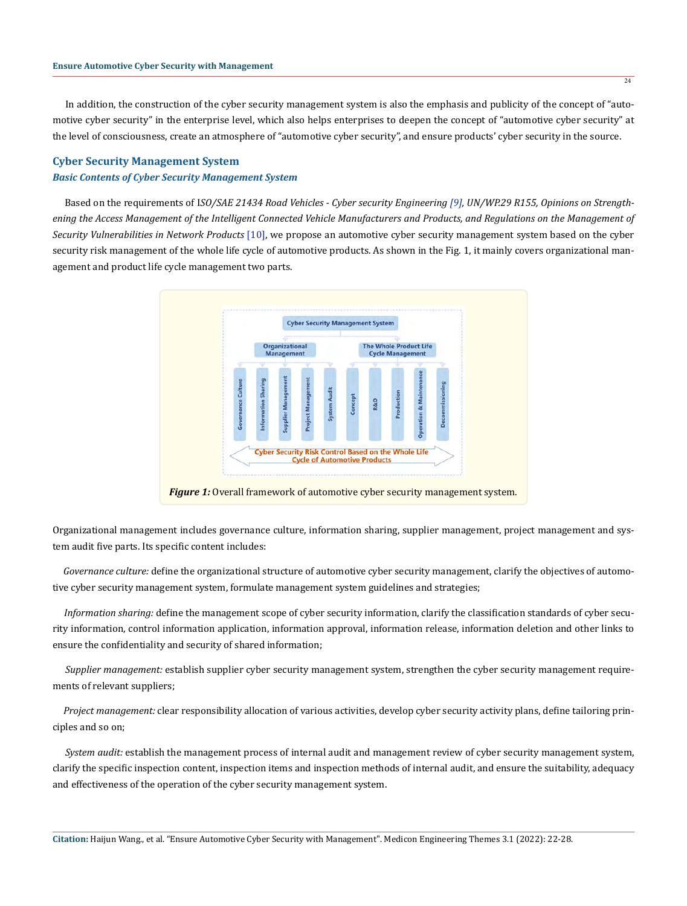In addition, the construction of the cyber security management system is also the emphasis and publicity of the concept of "automotive cyber security" in the enterprise level, which also helps enterprises to deepen the concept of "automotive cyber security" at the level of consciousness, create an atmosphere of "automotive cyber security", and ensure products' cyber security in the source.

## Cyber Security Management System

### *Basic Contents of Cyber Security Management System*

Based on the requirements of I*SO/SAE 21434 Road Vehicles - Cyber security Engineering* [9], *UN/WP.29 R155, Opinions on Strengthening the Access Management of the Intelligent Connected Vehicle Manufacturers and Products, and Regulations on the Management of Security Vulnerabilities in Network Products* [10], we propose an automotive cyber security management system based on the cyber security risk management of the whole life cycle of automotive products. As shown in the Fig. 1, it mainly covers organizational management and product life cycle management two parts.

***Figure 1:*** Overall framework of automotive cyber security management system.

Organizational management includes governance culture, information sharing, supplier management, project management and system audit five parts. Its specific content includes:

*Governance culture:* define the organizational structure of automotive cyber security management, clarify the objectives of automotive cyber security management system, formulate management system guidelines and strategies;

*Information sharing:* define the management scope of cyber security information, clarify the classification standards of cyber security information, control information application, information approval, information release, information deletion and other links to ensure the confidentiality and security of shared information;

*Supplier management:* establish supplier cyber security management system, strengthen the cyber security management requirements of relevant suppliers;

*Project management:* clear responsibility allocation of various activities, develop cyber security activity plans, define tailoring principles and so on;

*System audit:* establish the management process of internal audit and management review of cyber security management system, clarify the specific inspection content, inspection items and inspection methods of internal audit, and ensure the suitability, adequacy and effectiveness of the operation of the cyber security management system.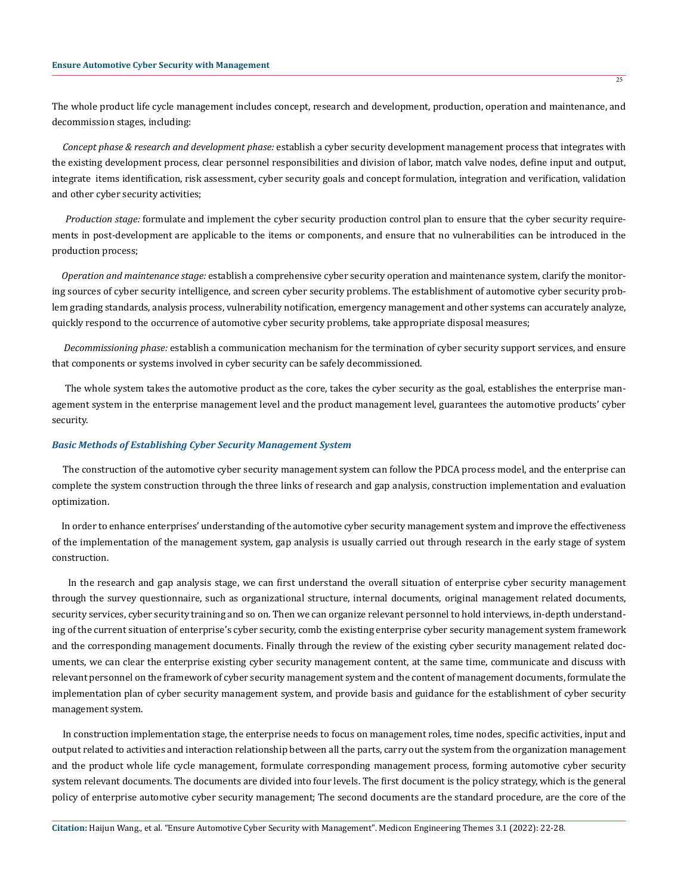The whole product life cycle management includes concept, research and development, production, operation and maintenance, and decommission stages, including:

*Concept phase & research and development phase:* establish a cyber security development management process that integrates with the existing development process, clear personnel responsibilities and division of labor, match valve nodes, define input and output, integrate items identification, risk assessment, cyber security goals and concept formulation, integration and verification, validation and other cyber security activities;

*Production stage:* formulate and implement the cyber security production control plan to ensure that the cyber security requirements in post-development are applicable to the items or components, and ensure that no vulnerabilities can be introduced in the production process;

*Operation and maintenance stage:* establish a comprehensive cyber security operation and maintenance system, clarify the monitoring sources of cyber security intelligence, and screen cyber security problems. The establishment of automotive cyber security problem grading standards, analysis process, vulnerability notification, emergency management and other systems can accurately analyze, quickly respond to the occurrence of automotive cyber security problems, take appropriate disposal measures;

*Decommissioning phase:* establish a communication mechanism for the termination of cyber security support services, and ensure that components or systems involved in cyber security can be safely decommissioned.

The whole system takes the automotive product as the core, takes the cyber security as the goal, establishes the enterprise management system in the enterprise management level and the product management level, guarantees the automotive products' cyber security.

### *Basic Methods of Establishing Cyber Security Management System*

The construction of the automotive cyber security management system can follow the PDCA process model, and the enterprise can complete the system construction through the three links of research and gap analysis, construction implementation and evaluation optimization.

In order to enhance enterprises' understanding of the automotive cyber security management system and improve the effectiveness of the implementation of the management system, gap analysis is usually carried out through research in the early stage of system construction.

In the research and gap analysis stage, we can first understand the overall situation of enterprise cyber security management through the survey questionnaire, such as organizational structure, internal documents, original management related documents, security services, cyber security training and so on. Then we can organize relevant personnel to hold interviews, in-depth understanding of the current situation of enterprise's cyber security, comb the existing enterprise cyber security management system framework and the corresponding management documents. Finally through the review of the existing cyber security management related documents, we can clear the enterprise existing cyber security management content, at the same time, communicate and discuss with relevant personnel on the framework of cyber security management system and the content of management documents, formulate the implementation plan of cyber security management system, and provide basis and guidance for the establishment of cyber security management system.

In construction implementation stage, the enterprise needs to focus on management roles, time nodes, specific activities, input and output related to activities and interaction relationship between all the parts, carry out the system from the organization management and the product whole life cycle management, formulate corresponding management process, forming automotive cyber security system relevant documents. The documents are divided into four levels. The first document is the policy strategy, which is the general policy of enterprise automotive cyber security management; The second documents are the standard procedure, are the core of the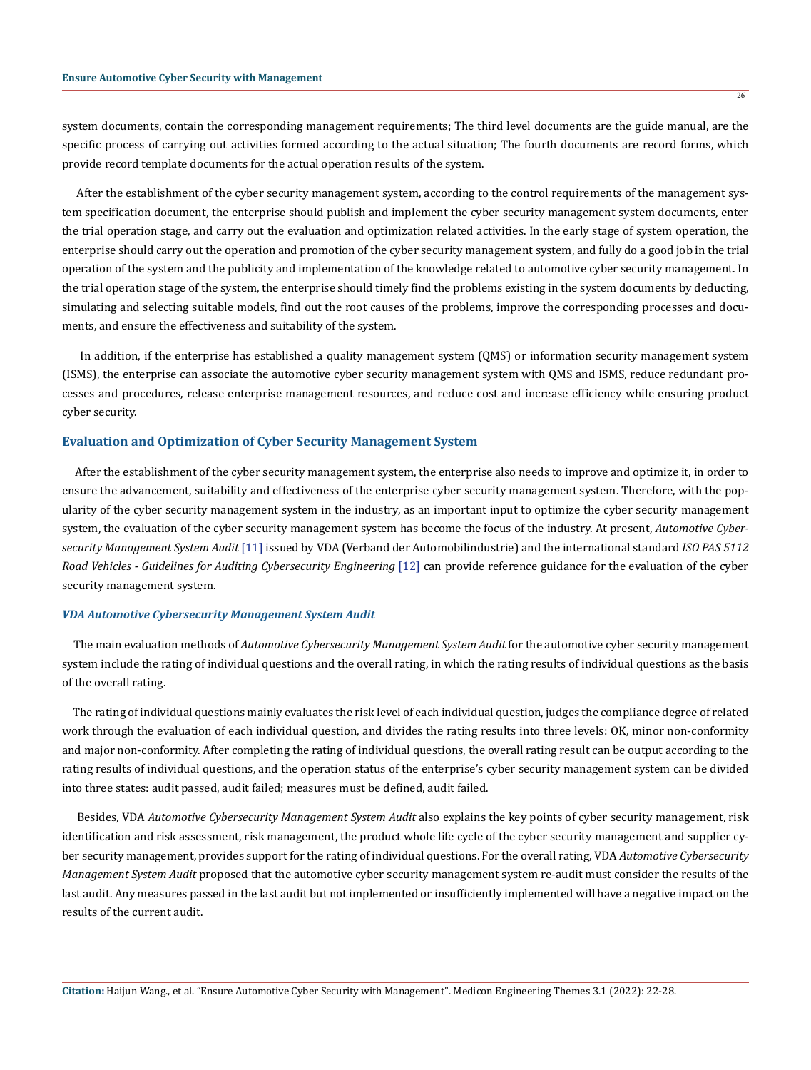system documents, contain the corresponding management requirements; The third level documents are the guide manual, are the specific process of carrying out activities formed according to the actual situation; The fourth documents are record forms, which provide record template documents for the actual operation results of the system.

After the establishment of the cyber security management system, according to the control requirements of the management system specification document, the enterprise should publish and implement the cyber security management system documents, enter the trial operation stage, and carry out the evaluation and optimization related activities. In the early stage of system operation, the enterprise should carry out the operation and promotion of the cyber security management system, and fully do a good job in the trial operation of the system and the publicity and implementation of the knowledge related to automotive cyber security management. In the trial operation stage of the system, the enterprise should timely find the problems existing in the system documents by deducting, simulating and selecting suitable models, find out the root causes of the problems, improve the corresponding processes and documents, and ensure the effectiveness and suitability of the system.

In addition, if the enterprise has established a quality management system (QMS) or information security management system (ISMS), the enterprise can associate the automotive cyber security management system with QMS and ISMS, reduce redundant processes and procedures, release enterprise management resources, and reduce cost and increase efficiency while ensuring product cyber security.

## Evaluation and Optimization of Cyber Security Management System

After the establishment of the cyber security management system, the enterprise also needs to improve and optimize it, in order to ensure the advancement, suitability and effectiveness of the enterprise cyber security management system. Therefore, with the popularity of the cyber security management system in the industry, as an important input to optimize the cyber security management system, the evaluation of the cyber security management system has become the focus of the industry. At present, *Automotive Cybersecurity Management System Audit* [11] issued by VDA (Verband der Automobilindustrie) and the international standard *ISO PAS 5112 Road Vehicles - Guidelines for Auditing Cybersecurity Engineering* [12] can provide reference guidance for the evaluation of the cyber security management system.

### *VDA Automotive Cybersecurity Management System Audit*

The main evaluation methods of *Automotive Cybersecurity Management System Audit* for the automotive cyber security management system include the rating of individual questions and the overall rating, in which the rating results of individual questions as the basis of the overall rating.

The rating of individual questions mainly evaluates the risk level of each individual question, judges the compliance degree of related work through the evaluation of each individual question, and divides the rating results into three levels: OK, minor non-conformity and major non-conformity. After completing the rating of individual questions, the overall rating result can be output according to the rating results of individual questions, and the operation status of the enterprise's cyber security management system can be divided into three states: audit passed, audit failed; measures must be defined, audit failed.

Besides, VDA *Automotive Cybersecurity Management System Audit* also explains the key points of cyber security management, risk identification and risk assessment, risk management, the product whole life cycle of the cyber security management and supplier cyber security management, provides support for the rating of individual questions. For the overall rating, VDA *Automotive Cybersecurity Management System Audit* proposed that the automotive cyber security management system re-audit must consider the results of the last audit. Any measures passed in the last audit but not implemented or insufficiently implemented will have a negative impact on the results of the current audit.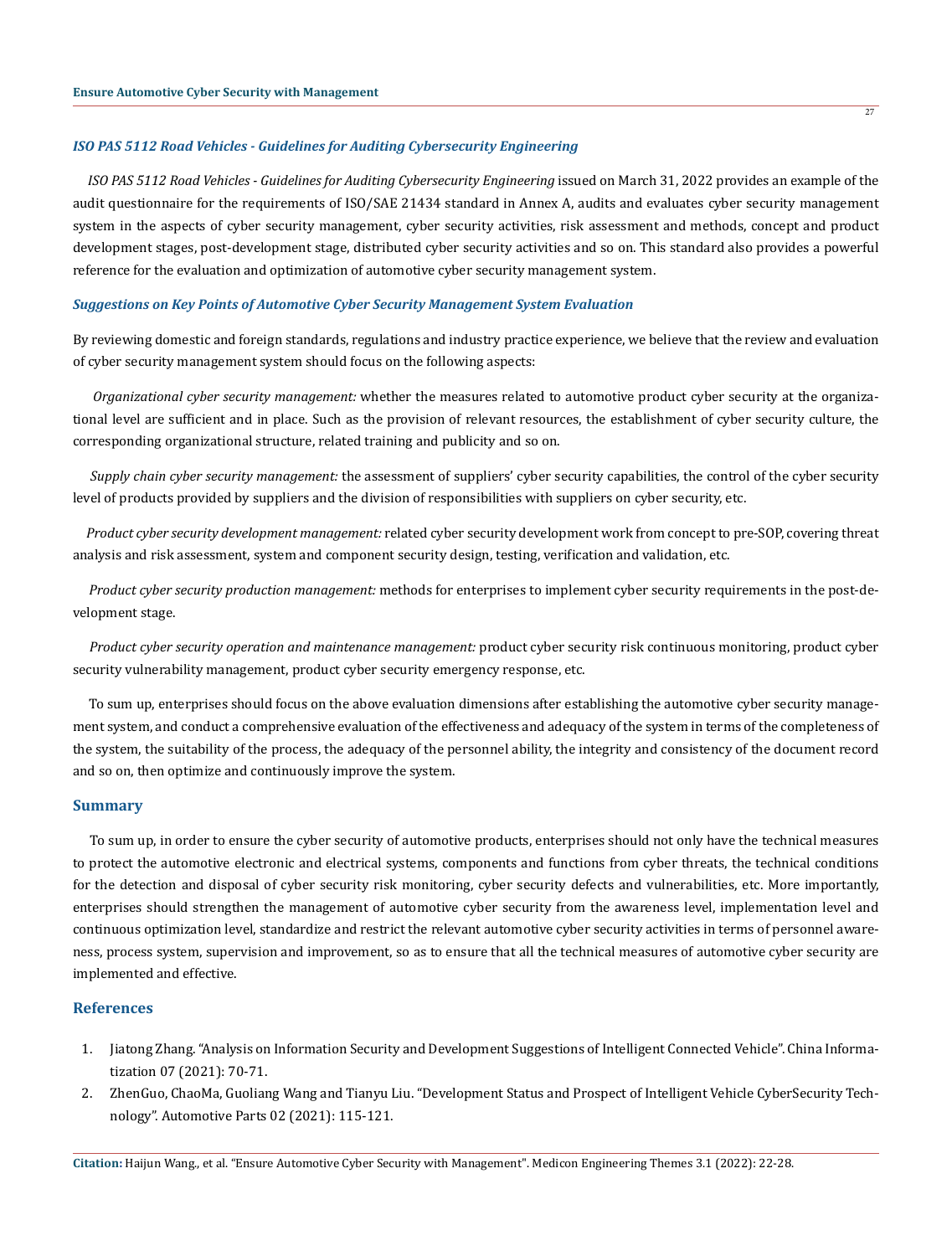### *ISO PAS 5112 Road Vehicles - Guidelines for Auditing Cybersecurity Engineering*

*ISO PAS 5112 Road Vehicles - Guidelines for Auditing Cybersecurity Engineering* issued on March 31, 2022 provides an example of the audit questionnaire for the requirements of ISO/SAE 21434 standard in Annex A, audits and evaluates cyber security management system in the aspects of cyber security management, cyber security activities, risk assessment and methods, concept and product development stages, post-development stage, distributed cyber security activities and so on. This standard also provides a powerful reference for the evaluation and optimization of automotive cyber security management system.

### *Suggestions on Key Points of Automotive Cyber Security Management System Evaluation*

By reviewing domestic and foreign standards, regulations and industry practice experience, we believe that the review and evaluation of cyber security management system should focus on the following aspects:

*Organizational cyber security management:* whether the measures related to automotive product cyber security at the organizational level are sufficient and in place. Such as the provision of relevant resources, the establishment of cyber security culture, the corresponding organizational structure, related training and publicity and so on.

*Supply chain cyber security management:* the assessment of suppliers' cyber security capabilities, the control of the cyber security level of products provided by suppliers and the division of responsibilities with suppliers on cyber security, etc.

*Product cyber security development management:* related cyber security development work from concept to pre-SOP, covering threat analysis and risk assessment, system and component security design, testing, verification and validation, etc.

*Product cyber security production management:* methods for enterprises to implement cyber security requirements in the post-development stage.

*Product cyber security operation and maintenance management:* product cyber security risk continuous monitoring, product cyber security vulnerability management, product cyber security emergency response, etc.

To sum up, enterprises should focus on the above evaluation dimensions after establishing the automotive cyber security management system, and conduct a comprehensive evaluation of the effectiveness and adequacy of the system in terms of the completeness of the system, the suitability of the process, the adequacy of the personnel ability, the integrity and consistency of the document record and so on, then optimize and continuously improve the system.

## Summary

To sum up, in order to ensure the cyber security of automotive products, enterprises should not only have the technical measures to protect the automotive electronic and electrical systems, components and functions from cyber threats, the technical conditions for the detection and disposal of cyber security risk monitoring, cyber security defects and vulnerabilities, etc. More importantly, enterprises should strengthen the management of automotive cyber security from the awareness level, implementation level and continuous optimization level, standardize and restrict the relevant automotive cyber security activities in terms of personnel awareness, process system, supervision and improvement, so as to ensure that all the technical measures of automotive cyber security are implemented and effective.

## References

1. Jiatong Zhang. "Analysis on Information Security and Development Suggestions of Intelligent Connected Vehicle". China Informatization 07 (2021): 70-71.
2. ZhenGuo, ChaoMa, Guoliang Wang and Tianyu Liu. "Development Status and Prospect of Intelligent Vehicle CyberSecurity Technology". Automotive Parts 02 (2021): 115-121.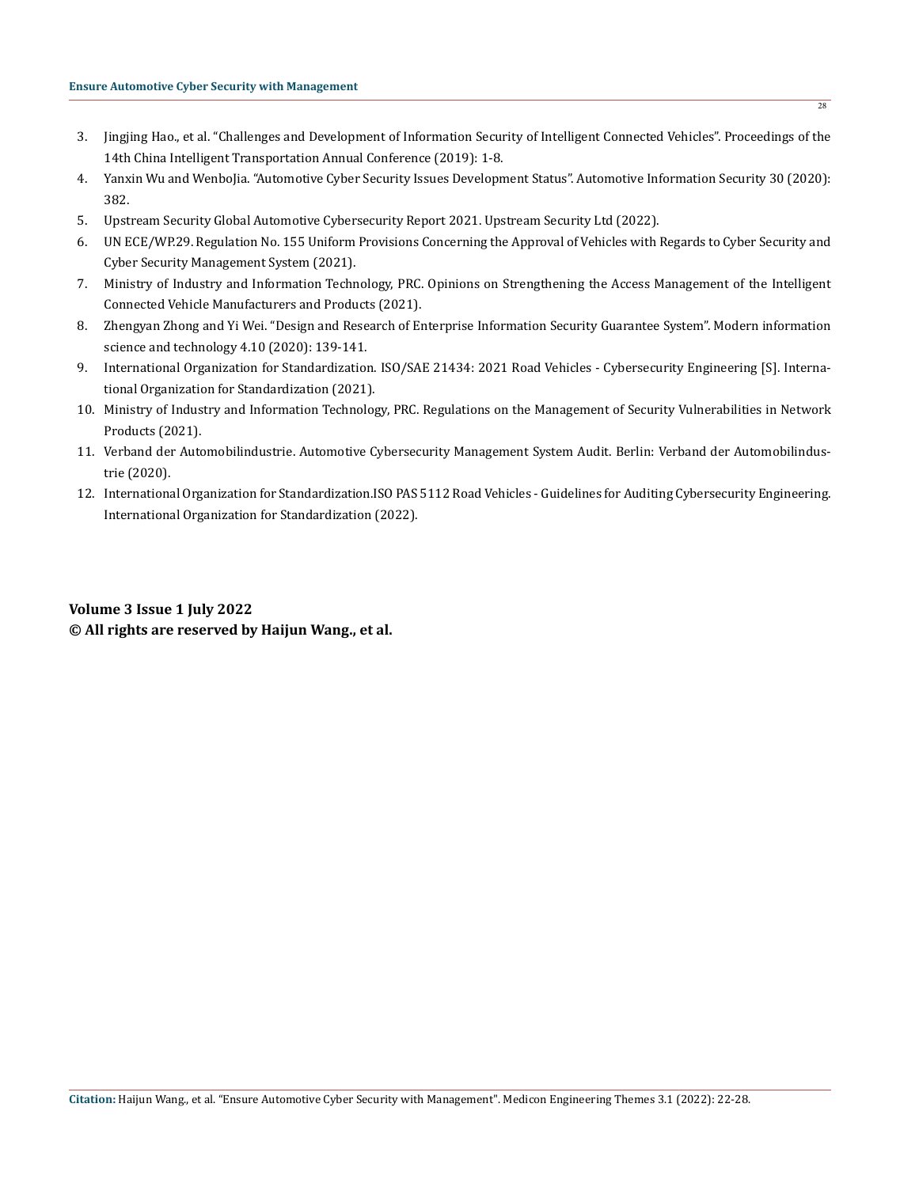3. Jingjing Hao., et al. "Challenges and Development of Information Security of Intelligent Connected Vehicles". Proceedings of the 14th China Intelligent Transportation Annual Conference (2019): 1-8.
4. Yanxin Wu and WenboJia. "Automotive Cyber Security Issues Development Status". Automotive Information Security 30 (2020): 382.
5. Upstream Security Global Automotive Cybersecurity Report 2021. Upstream Security Ltd (2022).
6. UN ECE/WP.29. Regulation No. 155 Uniform Provisions Concerning the Approval of Vehicles with Regards to Cyber Security and Cyber Security Management System (2021).
7. Ministry of Industry and Information Technology, PRC. Opinions on Strengthening the Access Management of the Intelligent Connected Vehicle Manufacturers and Products (2021).
8. Zhengyan Zhong and Yi Wei. "Design and Research of Enterprise Information Security Guarantee System". Modern information science and technology 4.10 (2020): 139-141.
9. International Organization for Standardization. ISO/SAE 21434: 2021 Road Vehicles - Cybersecurity Engineering [S]. International Organization for Standardization (2021).
10. Ministry of Industry and Information Technology, PRC. Regulations on the Management of Security Vulnerabilities in Network Products (2021).
11. Verband der Automobilindustrie. Automotive Cybersecurity Management System Audit. Berlin: Verband der Automobilindustrie (2020).
12. International Organization for Standardization.ISO PAS 5112 Road Vehicles - Guidelines for Auditing Cybersecurity Engineering. International Organization for Standardization (2022).

**Volume 3 Issue 1 July 2022**
**© All rights are reserved by Haijun Wang., et al.**